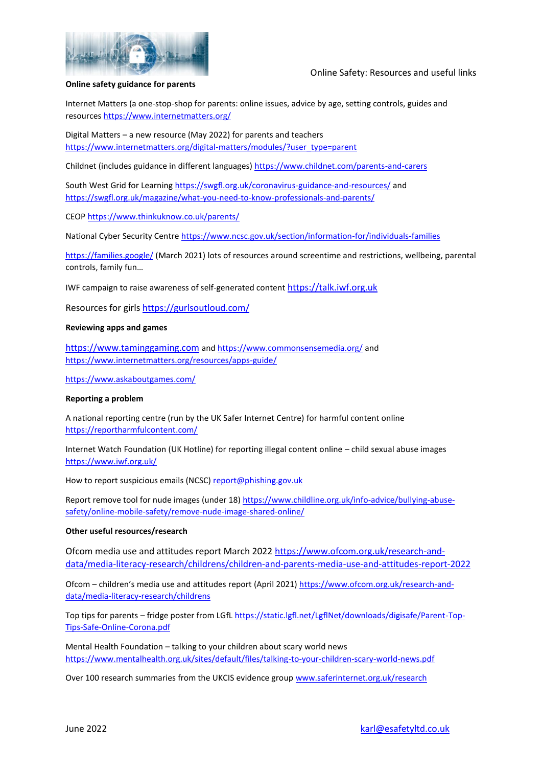Online Safety: Resources and useful links

**Online safety guidance for parents**

Internet Matters (a one-stop-shop for parents: online issues, advice by age, setting controls, guides and resources https://www.internetmatters.org/

Digital Matters – a new resource (May 2022) for parents and teachers https://www.internetmatters.org/digital-matters/modules/?user_type=parent

Childnet (includes guidance in different languages) https://www.childnet.com/parents-and-carers

South West Grid for Learning https://swgfl.org.uk/coronavirus-guidance-and-resources/ and https://swgfl.org.uk/magazine/what-you-need-to-know-professionals-and-parents/

CEOP https://www.thinkuknow.co.uk/parents/

National Cyber Security Centre https://www.ncsc.gov.uk/section/information-for/individuals-families

https://families.google/ (March 2021) lots of resources around screentime and restrictions, wellbeing, parental controls, family fun…

IWF campaign to raise awareness of self-generated content https://talk.iwf.org.uk

Resources for girls https://gurlsoutloud.com/

**Reviewing apps and games**

https://www.taminggaming.com and https://www.commonsensemedia.org/ and https://www.internetmatters.org/resources/apps-guide/

https://www.askaboutgames.com/

**Reporting a problem**

A national reporting centre (run by the UK Safer Internet Centre) for harmful content online https://reportharmfulcontent.com/

Internet Watch Foundation (UK Hotline) for reporting illegal content online – child sexual abuse images https://www.iwf.org.uk/

How to report suspicious emails (NCSC) report@phishing.gov.uk

Report remove tool for nude images (under 18) https://www.childline.org.uk/info-advice/bullying-abuse-safety/online-mobile-safety/remove-nude-image-shared-online/

**Other useful resources/research**

Ofcom media use and attitudes report March 2022 https://www.ofcom.org.uk/research-and-data/media-literacy-research/childrens/children-and-parents-media-use-and-attitudes-report-2022

Ofcom – children's media use and attitudes report (April 2021) https://www.ofcom.org.uk/research-and-data/media-literacy-research/childrens

Top tips for parents – fridge poster from LGfL https://static.lgfl.net/LgflNet/downloads/digisafe/Parent-Top-Tips-Safe-Online-Corona.pdf

Mental Health Foundation – talking to your children about scary world news https://www.mentalhealth.org.uk/sites/default/files/talking-to-your-children-scary-world-news.pdf

Over 100 research summaries from the UKCIS evidence group www.saferinternet.org.uk/research

June 2022 karl@esafetyltd.co.uk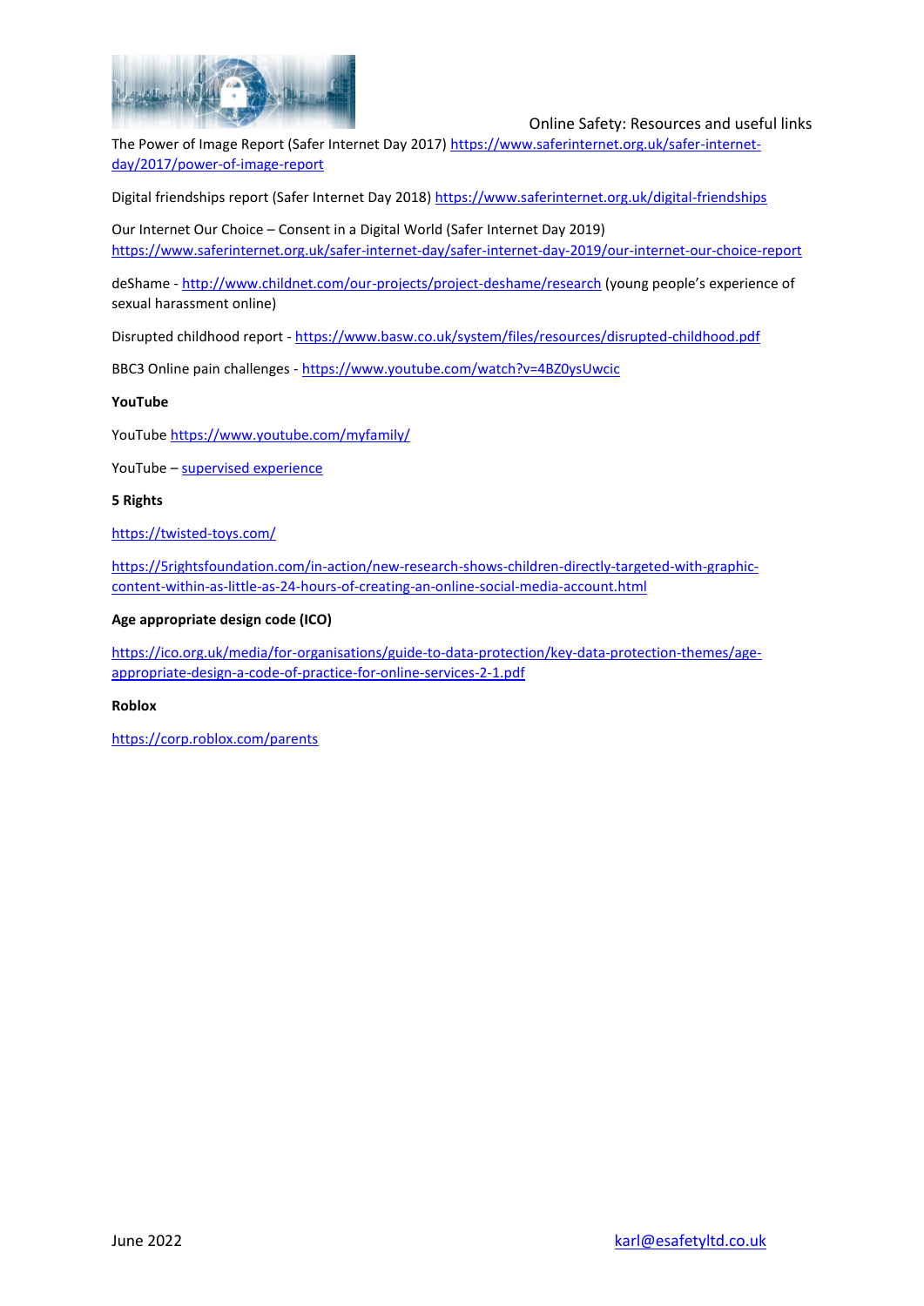The Power of Image Report (Safer Internet Day 2017) https://www.saferinternet.org.uk/safer-internet-day/2017/power-of-image-report

Digital friendships report (Safer Internet Day 2018) https://www.saferinternet.org.uk/digital-friendships

Our Internet Our Choice – Consent in a Digital World (Safer Internet Day 2019) https://www.saferinternet.org.uk/safer-internet-day/safer-internet-day-2019/our-internet-our-choice-report

deShame - http://www.childnet.com/our-projects/project-deshame/research (young people's experience of sexual harassment online)

Disrupted childhood report - https://www.basw.co.uk/system/files/resources/disrupted-childhood.pdf

BBC3 Online pain challenges - https://www.youtube.com/watch?v=4BZ0ysUwcic

**YouTube**

YouTube https://www.youtube.com/myfamily/

YouTube – supervised experience

**5 Rights**

https://twisted-toys.com/

https://5rightsfoundation.com/in-action/new-research-shows-children-directly-targeted-with-graphic-content-within-as-little-as-24-hours-of-creating-an-online-social-media-account.html

**Age appropriate design code (ICO)**

https://ico.org.uk/media/for-organisations/guide-to-data-protection/key-data-protection-themes/age-appropriate-design-a-code-of-practice-for-online-services-2-1.pdf

**Roblox**

https://corp.roblox.com/parents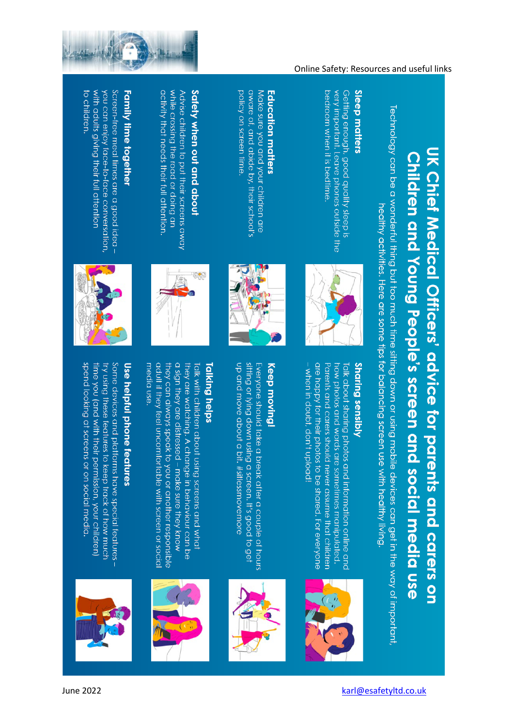# UK Chief Medical Officers' advice for parents and carers on Children and Young People's screen and social media use

Technology can be a wonderful thing but too much time sitting down or using mobile devices can get in the way of important, healthy activities. Here are some tips for balancing screen use with healthy living.

### Sleep matters

Getting enough, good quality sleep is very important. Leave phones outside the bedroom when it is bedtime.

### Education matters

Make sure you and your children are aware of, and abide by, their school's policy on screen time.

### Safety when out and about

Advise children to put their screens away while crossing the road or doing an activity that needs their full attention.

### Family time together

Screen-free meal times are a good idea – you can enjoy face-to-face conversation, with adults giving their full attention to children.

### Sharing sensibly

Talk about sharing photos and information online and how photos and words are sometimes manipulated. Parents and carers should never assume that children are happy for their photos to be shared. For everyone – when in doubt, don't upload!

### Keep moving!

Everyone should take a break after a couple of hours sitting or lying down using a screen. It's good to get up and move about a bit. #sitlessmovemore

### Talking helps

Talk with children about using screens and what they are watching. A change in behaviour can be a sign they are distressed – make sure they know they can always speak to you or another responsible adult if they feel uncomfortable with screen or social media use.

### Use helpful phone features

Some devices and platforms have special features – try using these features to keep track of how much time you (and with their permission, your children) spend looking at screens or on social media.